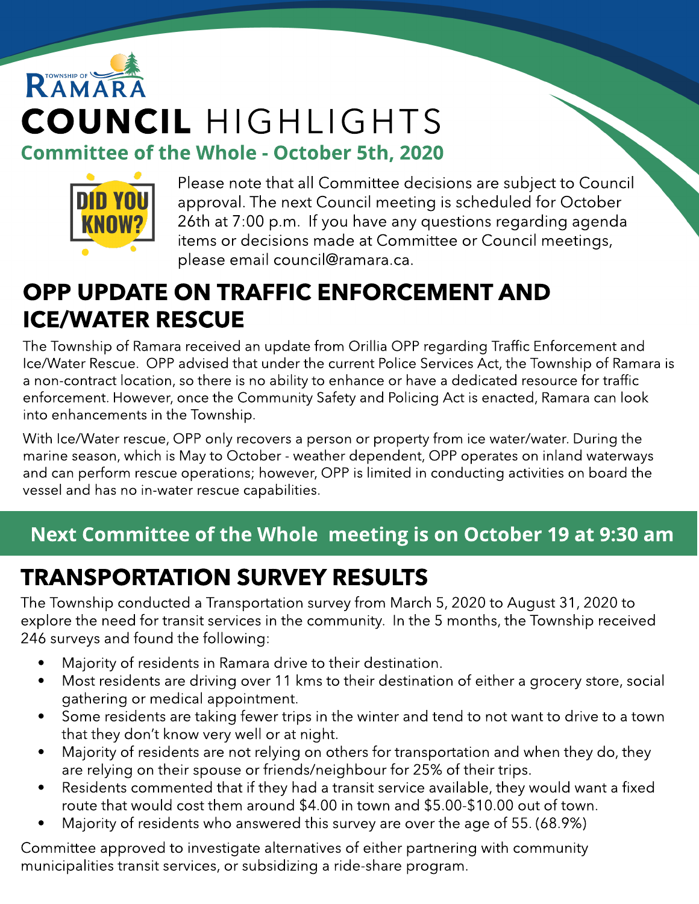TOWNSHIP OF RAMARA

# COUNCIL HIGHLIGHTS

### Committee of the Whole - October 5th, 2020

DID YOU KNOW?

Please note that all Committee decisions are subject to Council approval. The next Council meeting is scheduled for October 26th at 7:00 p.m. If you have any questions regarding agenda items or decisions made at Committee or Council meetings, please email council@ramara.ca.

## OPP UPDATE ON TRAFFIC ENFORCEMENT AND ICE/WATER RESCUE

The Township of Ramara received an update from Orillia OPP regarding Traffic Enforcement and Ice/Water Rescue. OPP advised that under the current Police Services Act, the Township of Ramara is a non-contract location, so there is no ability to enhance or have a dedicated resource for traffic enforcement. However, once the Community Safety and Policing Act is enacted, Ramara can look into enhancements in the Township.

With Ice/Water rescue, OPP only recovers a person or property from ice water/water. During the marine season, which is May to October - weather dependent, OPP operates on inland waterways and can perform rescue operations; however, OPP is limited in conducting activities on board the vessel and has no in-water rescue capabilities.

**Next Committee of the Whole meeting is on October 19 at 9:30 am**

## TRANSPORTATION SURVEY RESULTS

The Township conducted a Transportation survey from March 5, 2020 to August 31, 2020 to explore the need for transit services in the community. In the 5 months, the Township received 246 surveys and found the following:

- Majority of residents in Ramara drive to their destination.
- Most residents are driving over 11 kms to their destination of either a grocery store, social gathering or medical appointment.
- Some residents are taking fewer trips in the winter and tend to not want to drive to a town that they don't know very well or at night.
- Majority of residents are not relying on others for transportation and when they do, they are relying on their spouse or friends/neighbour for 25% of their trips.
- Residents commented that if they had a transit service available, they would want a fixed route that would cost them around $4.00 in town and $5.00-$10.00 out of town.
- Majority of residents who answered this survey are over the age of 55. (68.9%)

Committee approved to investigate alternatives of either partnering with community municipalities transit services, or subsidizing a ride-share program.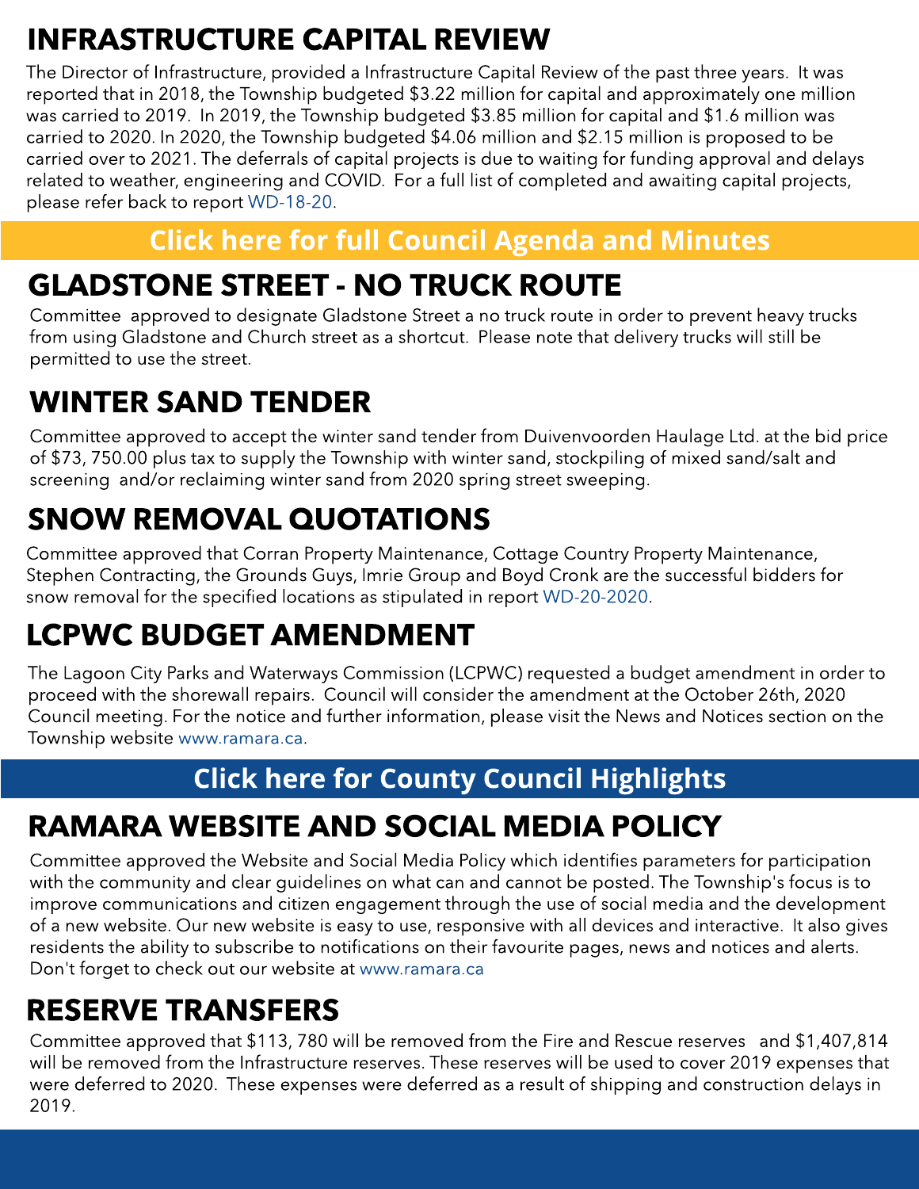## INFRASTRUCTURE CAPITAL REVIEW

The Director of Infrastructure, provided a Infrastructure Capital Review of the past three years. It was reported that in 2018, the Township budgeted $3.22 million for capital and approximately one million was carried to 2019. In 2019, the Township budgeted $3.85 million for capital and $1.6 million was carried to 2020. In 2020, the Township budgeted $4.06 million and $2.15 million is proposed to be carried over to 2021. The deferrals of capital projects is due to waiting for funding approval and delays related to weather, engineering and COVID. For a full list of completed and awaiting capital projects, please refer back to report WD-18-20.

**Click here for full Council Agenda and Minutes**

## GLADSTONE STREET - NO TRUCK ROUTE

Committee approved to designate Gladstone Street a no truck route in order to prevent heavy trucks from using Gladstone and Church street as a shortcut. Please note that delivery trucks will still be permitted to use the street.

## WINTER SAND TENDER

Committee approved to accept the winter sand tender from Duivenvoorden Haulage Ltd. at the bid price of $73, 750.00 plus tax to supply the Township with winter sand, stockpiling of mixed sand/salt and screening and/or reclaiming winter sand from 2020 spring street sweeping.

## SNOW REMOVAL QUOTATIONS

Committee approved that Corran Property Maintenance, Cottage Country Property Maintenance, Stephen Contracting, the Grounds Guys, Imrie Group and Boyd Cronk are the successful bidders for snow removal for the specified locations as stipulated in report WD-20-2020.

## LCPWC BUDGET AMENDMENT

The Lagoon City Parks and Waterways Commission (LCPWC) requested a budget amendment in order to proceed with the shorewall repairs. Council will consider the amendment at the October 26th, 2020 Council meeting. For the notice and further information, please visit the News and Notices section on the Township website www.ramara.ca.

**Click here for County Council Highlights**

## RAMARA WEBSITE AND SOCIAL MEDIA POLICY

Committee approved the Website and Social Media Policy which identifies parameters for participation with the community and clear guidelines on what can and cannot be posted. The Township's focus is to improve communications and citizen engagement through the use of social media and the development of a new website. Our new website is easy to use, responsive with all devices and interactive. It also gives residents the ability to subscribe to notifications on their favourite pages, news and notices and alerts. Don't forget to check out our website at www.ramara.ca

## RESERVE TRANSFERS

Committee approved that $113, 780 will be removed from the Fire and Rescue reserves and $1,407,814 will be removed from the Infrastructure reserves. These reserves will be used to cover 2019 expenses that were deferred to 2020. These expenses were deferred as a result of shipping and construction delays in 2019.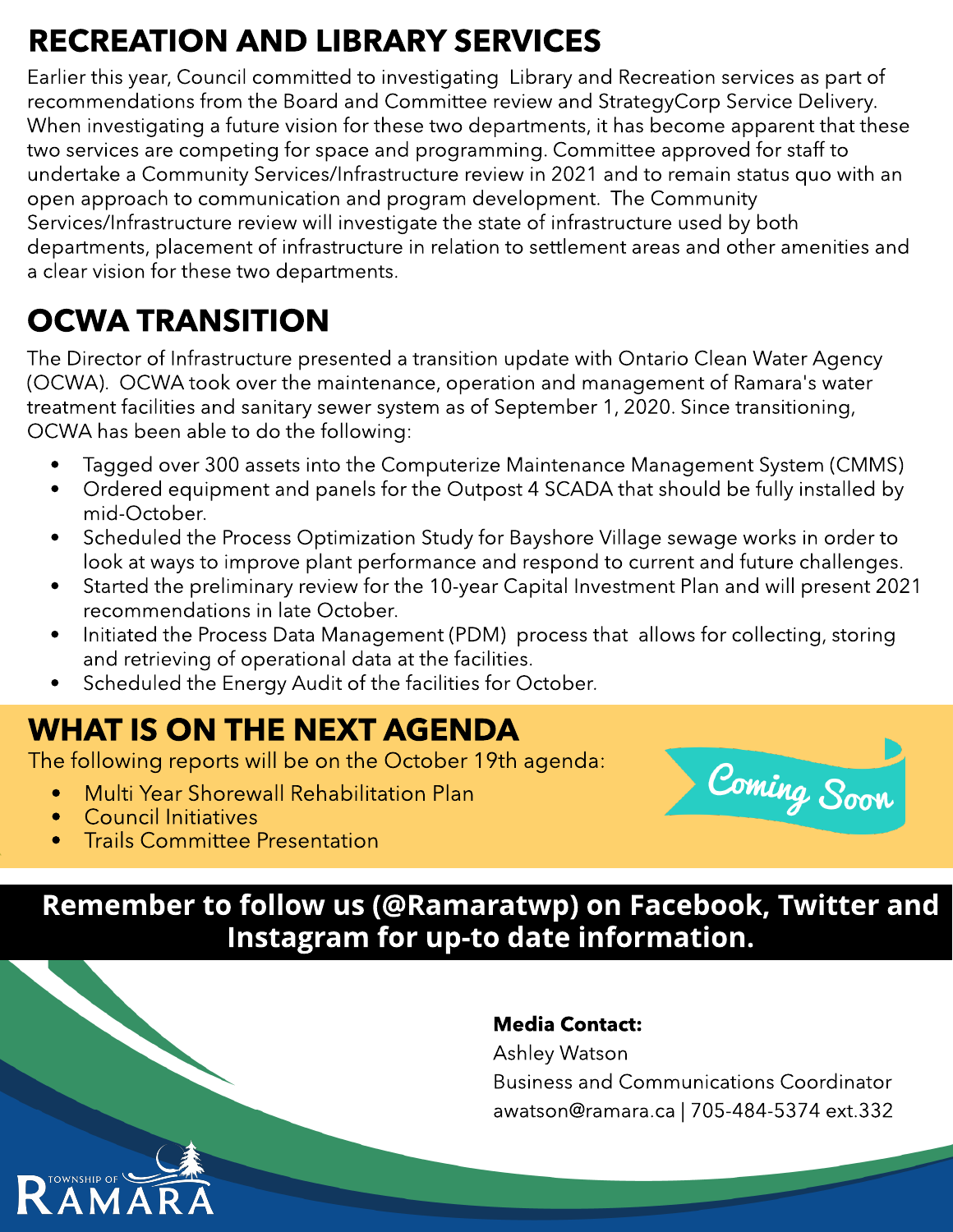## RECREATION AND LIBRARY SERVICES

Earlier this year, Council committed to investigating Library and Recreation services as part of recommendations from the Board and Committee review and StrategyCorp Service Delivery. When investigating a future vision for these two departments, it has become apparent that these two services are competing for space and programming. Committee approved for staff to undertake a Community Services/Infrastructure review in 2021 and to remain status quo with an open approach to communication and program development. The Community Services/Infrastructure review will investigate the state of infrastructure used by both departments, placement of infrastructure in relation to settlement areas and other amenities and a clear vision for these two departments.

## OCWA TRANSITION

The Director of Infrastructure presented a transition update with Ontario Clean Water Agency (OCWA). OCWA took over the maintenance, operation and management of Ramara's water treatment facilities and sanitary sewer system as of September 1, 2020. Since transitioning, OCWA has been able to do the following:

- Tagged over 300 assets into the Computerize Maintenance Management System (CMMS)
- Ordered equipment and panels for the Outpost 4 SCADA that should be fully installed by mid-October.
- Scheduled the Process Optimization Study for Bayshore Village sewage works in order to look at ways to improve plant performance and respond to current and future challenges.
- Started the preliminary review for the 10-year Capital Investment Plan and will present 2021 recommendations in late October.
- Initiated the Process Data Management (PDM) process that allows for collecting, storing and retrieving of operational data at the facilities.
- Scheduled the Energy Audit of the facilities for October.

## WHAT IS ON THE NEXT AGENDA

The following reports will be on the October 19th agenda:

- Multi Year Shorewall Rehabilitation Plan
- Council Initiatives
- Trails Committee Presentation

Coming Soon

**Remember to follow us (@Ramaratwp) on Facebook, Twitter and Instagram for up-to date information.**

**Media Contact:**
Ashley Watson
Business and Communications Coordinator
awatson@ramara.ca | 705-484-5374 ext.332

TOWNSHIP OF RAMARA